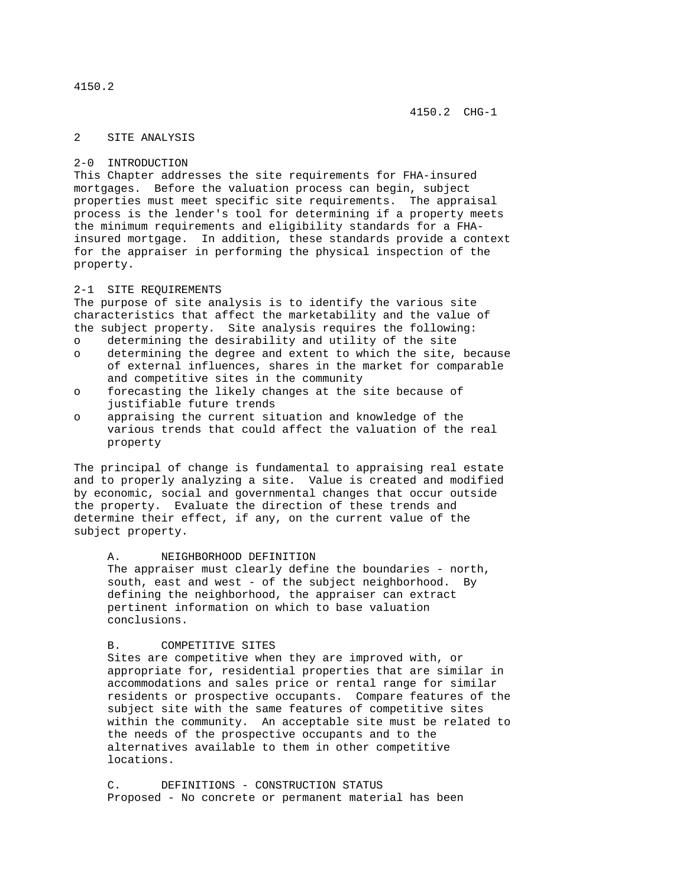# 2 SITE ANALYSIS

## 2-0 INTRODUCTION

This Chapter addresses the site requirements for FHA-insured mortgages. Before the valuation process can begin, subject properties must meet specific site requirements. The appraisal process is the lender's tool for determining if a property meets the minimum requirements and eligibility standards for a FHA-insured mortgage. In addition, these standards provide a context for the appraiser in performing the physical inspection of the property.

## 2-1 SITE REQUIREMENTS

The purpose of site analysis is to identify the various site characteristics that affect the marketability and the value of the subject property. Site analysis requires the following:

- determining the desirability and utility of the site
- determining the degree and extent to which the site, because of external influences, shares in the market for comparable and competitive sites in the community
- forecasting the likely changes at the site because of justifiable future trends
- appraising the current situation and knowledge of the various trends that could affect the valuation of the real property

The principal of change is fundamental to appraising real estate and to properly analyzing a site. Value is created and modified by economic, social and governmental changes that occur outside the property. Evaluate the direction of these trends and determine their effect, if any, on the current value of the subject property.

### A. NEIGHBORHOOD DEFINITION

The appraiser must clearly define the boundaries - north, south, east and west - of the subject neighborhood. By defining the neighborhood, the appraiser can extract pertinent information on which to base valuation conclusions.

### B. COMPETITIVE SITES

Sites are competitive when they are improved with, or appropriate for, residential properties that are similar in accommodations and sales price or rental range for similar residents or prospective occupants. Compare features of the subject site with the same features of competitive sites within the community. An acceptable site must be related to the needs of the prospective occupants and to the alternatives available to them in other competitive locations.

### C. DEFINITIONS - CONSTRUCTION STATUS

Proposed - No concrete or permanent material has been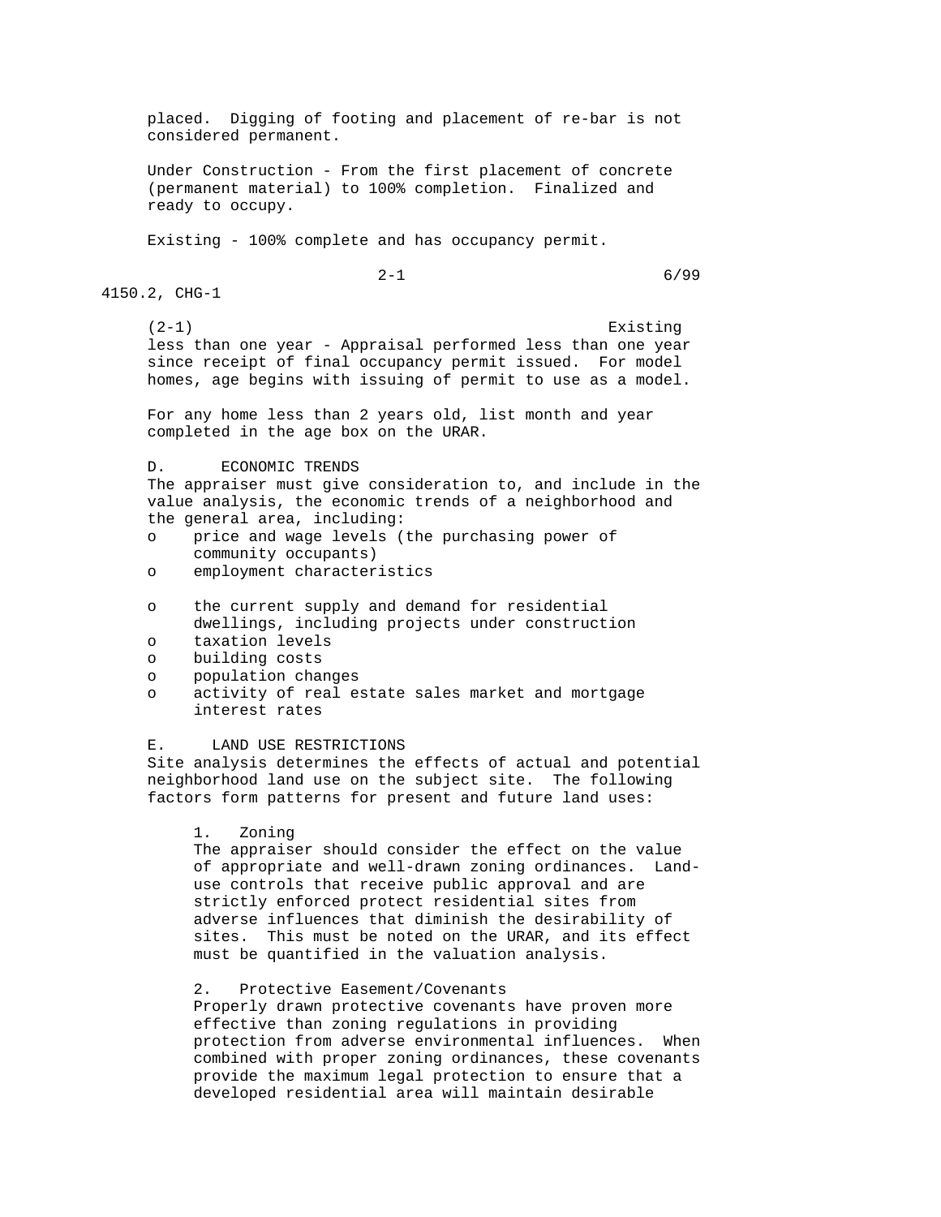placed. Digging of footing and placement of re-bar is not considered permanent.

Under Construction - From the first placement of concrete (permanent material) to 100% completion. Finalized and ready to occupy.

Existing - 100% complete and has occupancy permit.

(2-1) Existing less than one year - Appraisal performed less than one year since receipt of final occupancy permit issued. For model homes, age begins with issuing of permit to use as a model.

For any home less than 2 years old, list month and year completed in the age box on the URAR.

D. ECONOMIC TRENDS

The appraiser must give consideration to, and include in the value analysis, the economic trends of a neighborhood and the general area, including:

- price and wage levels (the purchasing power of community occupants)
- employment characteristics
- the current supply and demand for residential dwellings, including projects under construction
- taxation levels
- building costs
- population changes
- activity of real estate sales market and mortgage interest rates

E. LAND USE RESTRICTIONS

Site analysis determines the effects of actual and potential neighborhood land use on the subject site. The following factors form patterns for present and future land uses:

1. Zoning

The appraiser should consider the effect on the value of appropriate and well-drawn zoning ordinances. Land-use controls that receive public approval and are strictly enforced protect residential sites from adverse influences that diminish the desirability of sites. This must be noted on the URAR, and its effect must be quantified in the valuation analysis.

2. Protective Easement/Covenants

Properly drawn protective covenants have proven more effective than zoning regulations in providing protection from adverse environmental influences. When combined with proper zoning ordinances, these covenants provide the maximum legal protection to ensure that a developed residential area will maintain desirable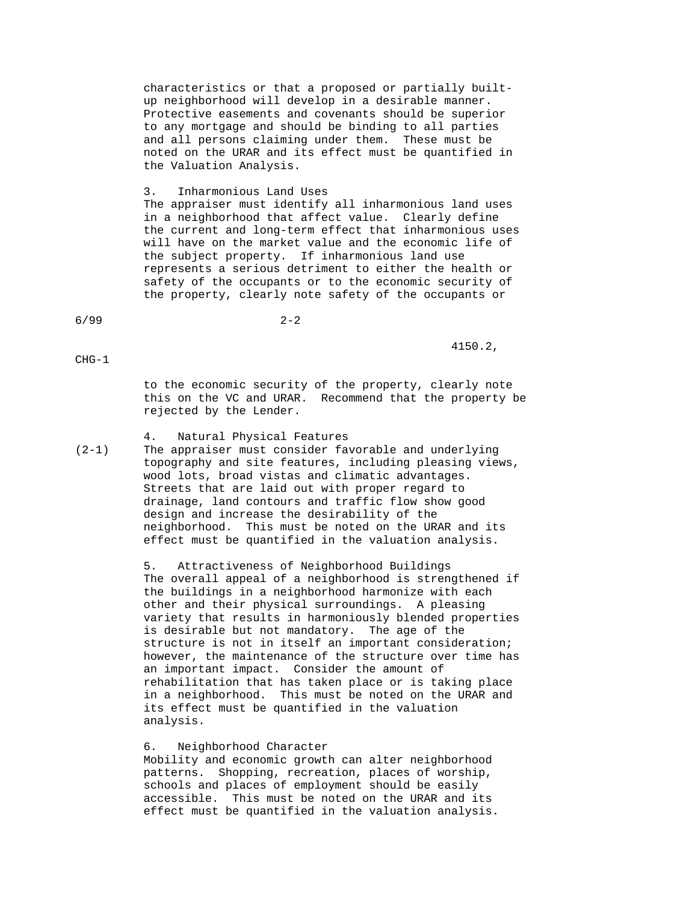characteristics or that a proposed or partially built-up neighborhood will develop in a desirable manner. Protective easements and covenants should be superior to any mortgage and should be binding to all parties and all persons claiming under them. These must be noted on the URAR and its effect must be quantified in the Valuation Analysis.

3. Inharmonious Land Uses

The appraiser must identify all inharmonious land uses in a neighborhood that affect value. Clearly define the current and long-term effect that inharmonious uses will have on the market value and the economic life of the subject property. If inharmonious land use represents a serious detriment to either the health or safety of the occupants or to the economic security of the property, clearly note safety of the occupants or to the economic security of the property, clearly note this on the VC and URAR. Recommend that the property be rejected by the Lender.

4. Natural Physical Features

(2-1) The appraiser must consider favorable and underlying topography and site features, including pleasing views, wood lots, broad vistas and climatic advantages. Streets that are laid out with proper regard to drainage, land contours and traffic flow show good design and increase the desirability of the neighborhood. This must be noted on the URAR and its effect must be quantified in the valuation analysis.

5. Attractiveness of Neighborhood Buildings

The overall appeal of a neighborhood is strengthened if the buildings in a neighborhood harmonize with each other and their physical surroundings. A pleasing variety that results in harmoniously blended properties is desirable but not mandatory. The age of the structure is not in itself an important consideration; however, the maintenance of the structure over time has an important impact. Consider the amount of rehabilitation that has taken place or is taking place in a neighborhood. This must be noted on the URAR and its effect must be quantified in the valuation analysis.

6. Neighborhood Character

Mobility and economic growth can alter neighborhood patterns. Shopping, recreation, places of worship, schools and places of employment should be easily accessible. This must be noted on the URAR and its effect must be quantified in the valuation analysis.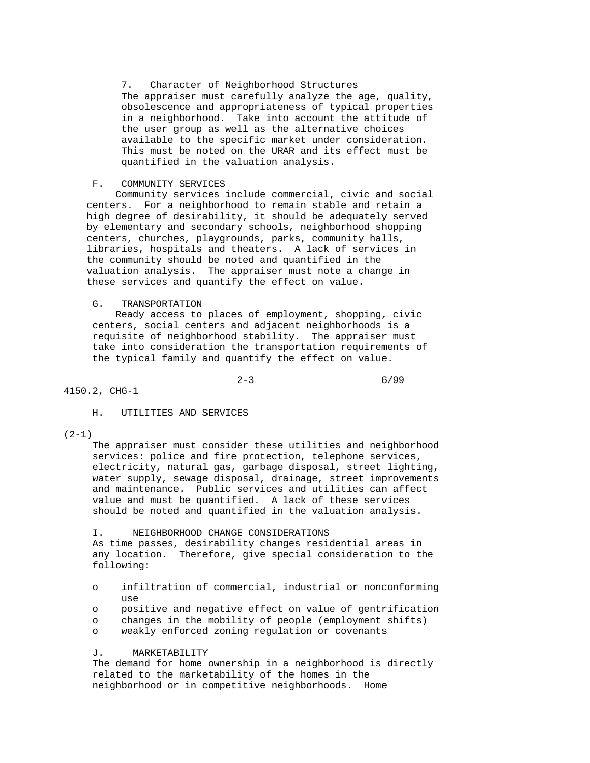7. Character of Neighborhood Structures

The appraiser must carefully analyze the age, quality, obsolescence and appropriateness of typical properties in a neighborhood. Take into account the attitude of the user group as well as the alternative choices available to the specific market under consideration. This must be noted on the URAR and its effect must be quantified in the valuation analysis.

## F. COMMUNITY SERVICES

Community services include commercial, civic and social centers. For a neighborhood to remain stable and retain a high degree of desirability, it should be adequately served by elementary and secondary schools, neighborhood shopping centers, churches, playgrounds, parks, community halls, libraries, hospitals and theaters. A lack of services in the community should be noted and quantified in the valuation analysis. The appraiser must note a change in these services and quantify the effect on value.

## G. TRANSPORTATION

Ready access to places of employment, shopping, civic centers, social centers and adjacent neighborhoods is a requisite of neighborhood stability. The appraiser must take into consideration the transportation requirements of the typical family and quantify the effect on value.

## H. UTILITIES AND SERVICES

(2-1)

The appraiser must consider these utilities and neighborhood services: police and fire protection, telephone services, electricity, natural gas, garbage disposal, street lighting, water supply, sewage disposal, drainage, street improvements and maintenance. Public services and utilities can affect value and must be quantified. A lack of these services should be noted and quantified in the valuation analysis.

## I. NEIGHBORHOOD CHANGE CONSIDERATIONS

As time passes, desirability changes residential areas in any location. Therefore, give special consideration to the following:

- infiltration of commercial, industrial or nonconforming use
- positive and negative effect on value of gentrification
- changes in the mobility of people (employment shifts)
- weakly enforced zoning regulation or covenants

## J. MARKETABILITY

The demand for home ownership in a neighborhood is directly related to the marketability of the homes in the neighborhood or in competitive neighborhoods. Home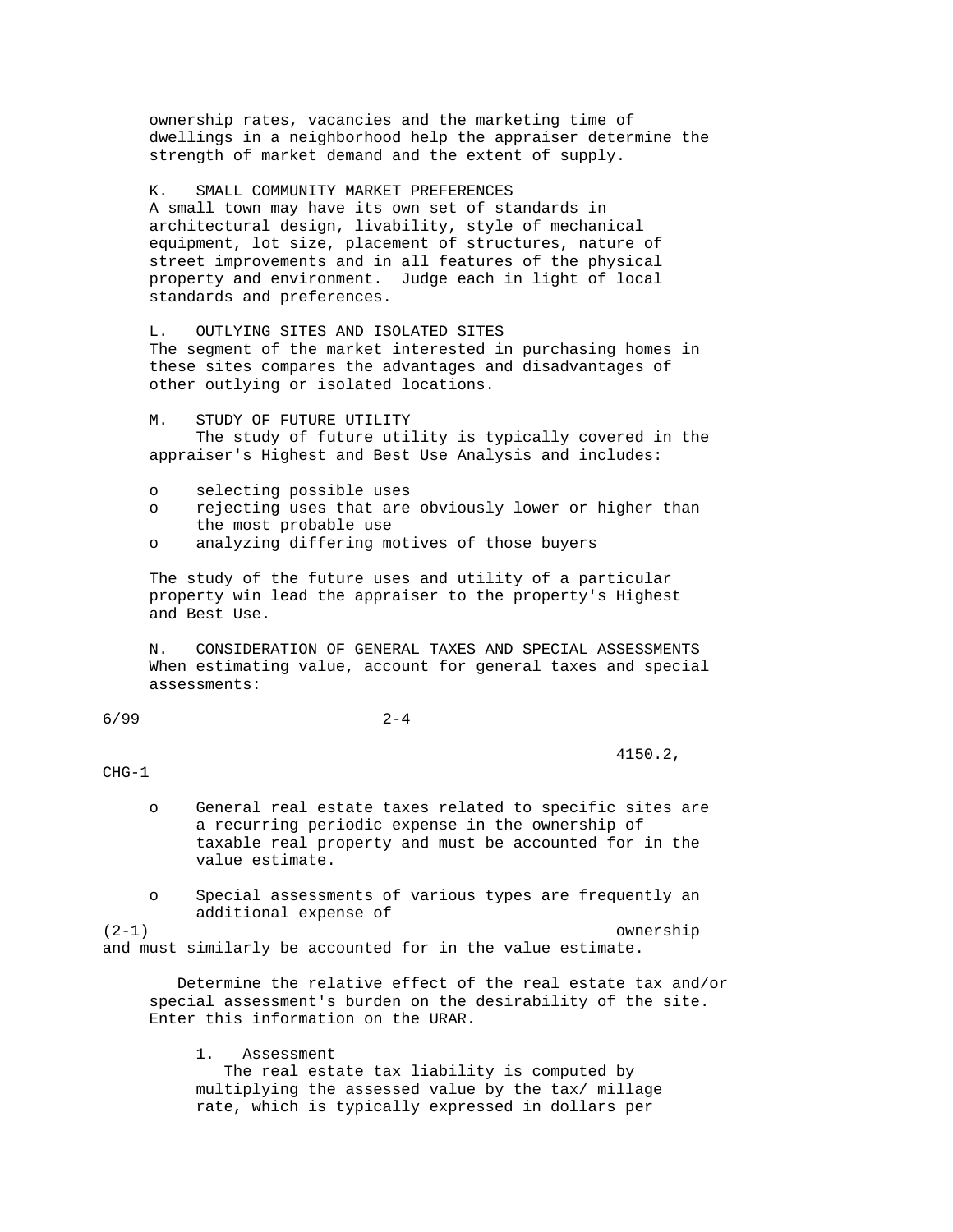ownership rates, vacancies and the marketing time of dwellings in a neighborhood help the appraiser determine the strength of market demand and the extent of supply.

K. SMALL COMMUNITY MARKET PREFERENCES

A small town may have its own set of standards in architectural design, livability, style of mechanical equipment, lot size, placement of structures, nature of street improvements and in all features of the physical property and environment. Judge each in light of local standards and preferences.

L. OUTLYING SITES AND ISOLATED SITES

The segment of the market interested in purchasing homes in these sites compares the advantages and disadvantages of other outlying or isolated locations.

M. STUDY OF FUTURE UTILITY

The study of future utility is typically covered in the appraiser's Highest and Best Use Analysis and includes:

- selecting possible uses
- rejecting uses that are obviously lower or higher than the most probable use
- analyzing differing motives of those buyers

The study of the future uses and utility of a particular property win lead the appraiser to the property's Highest and Best Use.

N. CONSIDERATION OF GENERAL TAXES AND SPECIAL ASSESSMENTS

When estimating value, account for general taxes and special assessments:

- General real estate taxes related to specific sites are a recurring periodic expense in the ownership of taxable real property and must be accounted for in the value estimate.
- Special assessments of various types are frequently an additional expense of ownership and must similarly be accounted for in the value estimate.

Determine the relative effect of the real estate tax and/or special assessment's burden on the desirability of the site. Enter this information on the URAR.

1. Assessment

The real estate tax liability is computed by multiplying the assessed value by the tax/ millage rate, which is typically expressed in dollars per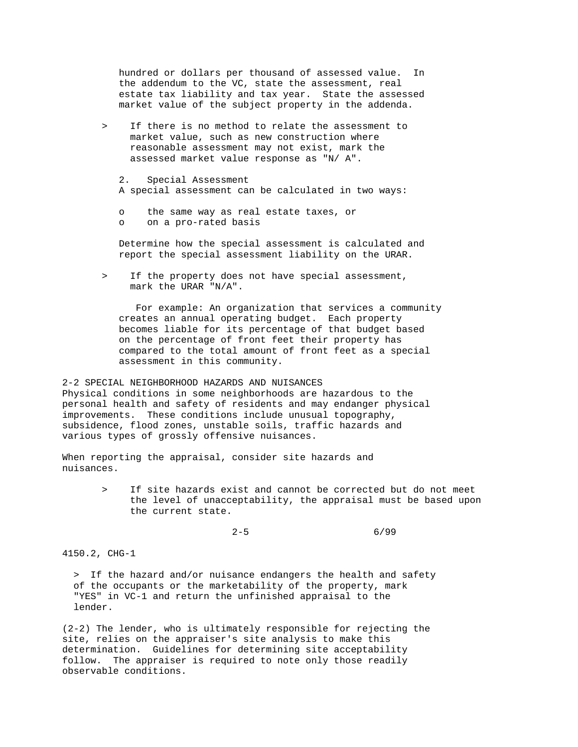hundred or dollars per thousand of assessed value. In the addendum to the VC, state the assessment, real estate tax liability and tax year. State the assessed market value of the subject property in the addenda.

> If there is no method to relate the assessment to market value, such as new construction where reasonable assessment may not exist, mark the assessed market value response as "N/ A".

2. Special Assessment

A special assessment can be calculated in two ways:

- o the same way as real estate taxes, or
- o on a pro-rated basis

Determine how the special assessment is calculated and report the special assessment liability on the URAR.

> If the property does not have special assessment, mark the URAR "N/A".

For example: An organization that services a community creates an annual operating budget. Each property becomes liable for its percentage of that budget based on the percentage of front feet their property has compared to the total amount of front feet as a special assessment in this community.

## 2-2 SPECIAL NEIGHBORHOOD HAZARDS AND NUISANCES

Physical conditions in some neighborhoods are hazardous to the personal health and safety of residents and may endanger physical improvements. These conditions include unusual topography, subsidence, flood zones, unstable soils, traffic hazards and various types of grossly offensive nuisances.

When reporting the appraisal, consider site hazards and nuisances.

> If site hazards exist and cannot be corrected but do not meet the level of unacceptability, the appraisal must be based upon the current state.

> If the hazard and/or nuisance endangers the health and safety of the occupants or the marketability of the property, mark "YES" in VC-1 and return the unfinished appraisal to the lender.

(2-2) The lender, who is ultimately responsible for rejecting the site, relies on the appraiser's site analysis to make this determination. Guidelines for determining site acceptability follow. The appraiser is required to note only those readily observable conditions.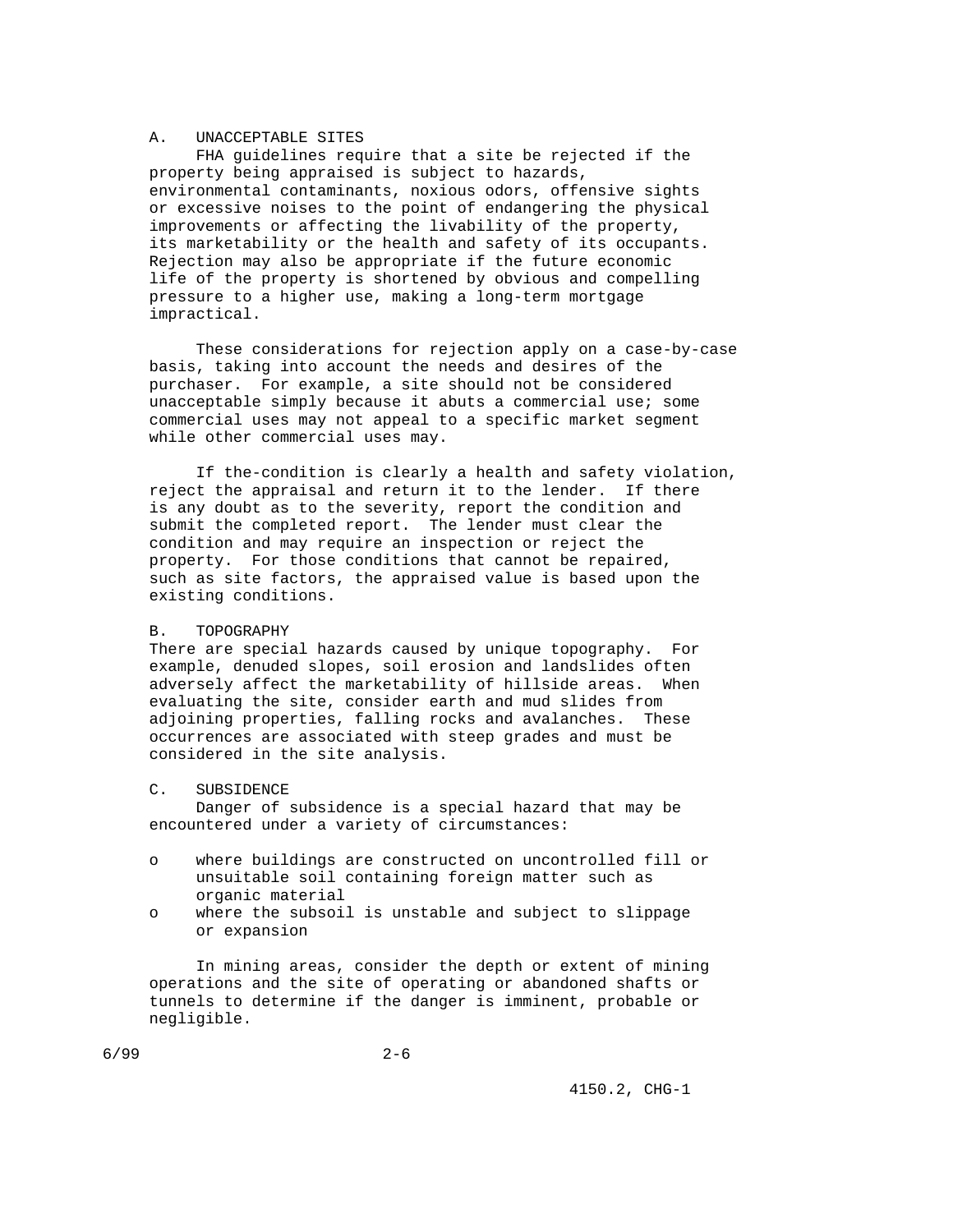## A. UNACCEPTABLE SITES

FHA guidelines require that a site be rejected if the property being appraised is subject to hazards, environmental contaminants, noxious odors, offensive sights or excessive noises to the point of endangering the physical improvements or affecting the livability of the property, its marketability or the health and safety of its occupants. Rejection may also be appropriate if the future economic life of the property is shortened by obvious and compelling pressure to a higher use, making a long-term mortgage impractical.

These considerations for rejection apply on a case-by-case basis, taking into account the needs and desires of the purchaser. For example, a site should not be considered unacceptable simply because it abuts a commercial use; some commercial uses may not appeal to a specific market segment while other commercial uses may.

If the-condition is clearly a health and safety violation, reject the appraisal and return it to the lender. If there is any doubt as to the severity, report the condition and submit the completed report. The lender must clear the condition and may require an inspection or reject the property. For those conditions that cannot be repaired, such as site factors, the appraised value is based upon the existing conditions.

## B. TOPOGRAPHY

There are special hazards caused by unique topography. For example, denuded slopes, soil erosion and landslides often adversely affect the marketability of hillside areas. When evaluating the site, consider earth and mud slides from adjoining properties, falling rocks and avalanches. These occurrences are associated with steep grades and must be considered in the site analysis.

## C. SUBSIDENCE

Danger of subsidence is a special hazard that may be encountered under a variety of circumstances:

- where buildings are constructed on uncontrolled fill or unsuitable soil containing foreign matter such as organic material
- where the subsoil is unstable and subject to slippage or expansion

In mining areas, consider the depth or extent of mining operations and the site of operating or abandoned shafts or tunnels to determine if the danger is imminent, probable or negligible.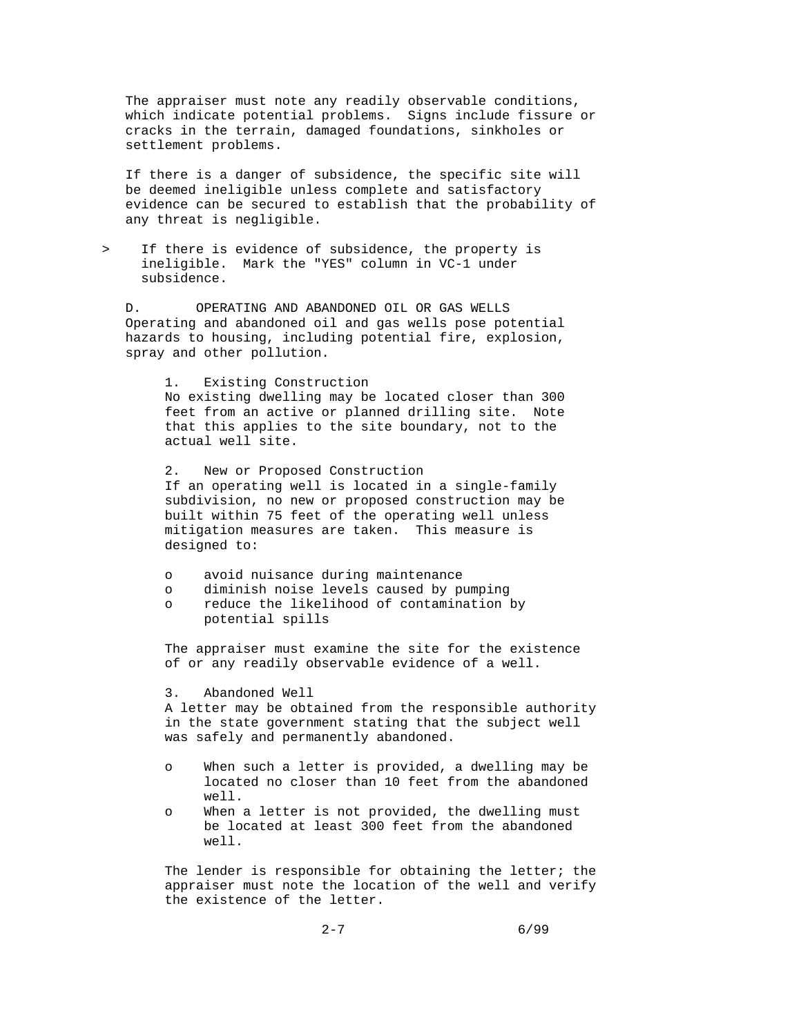The appraiser must note any readily observable conditions, which indicate potential problems. Signs include fissure or cracks in the terrain, damaged foundations, sinkholes or settlement problems.

If there is a danger of subsidence, the specific site will be deemed ineligible unless complete and satisfactory evidence can be secured to establish that the probability of any threat is negligible.

> If there is evidence of subsidence, the property is ineligible. Mark the "YES" column in VC-1 under subsidence.

### D. OPERATING AND ABANDONED OIL OR GAS WELLS

Operating and abandoned oil and gas wells pose potential hazards to housing, including potential fire, explosion, spray and other pollution.

#### 1. Existing Construction

No existing dwelling may be located closer than 300 feet from an active or planned drilling site. Note that this applies to the site boundary, not to the actual well site.

#### 2. New or Proposed Construction

If an operating well is located in a single-family subdivision, no new or proposed construction may be built within 75 feet of the operating well unless mitigation measures are taken. This measure is designed to:

- avoid nuisance during maintenance
- diminish noise levels caused by pumping
- reduce the likelihood of contamination by potential spills

The appraiser must examine the site for the existence of or any readily observable evidence of a well.

#### 3. Abandoned Well

A letter may be obtained from the responsible authority in the state government stating that the subject well was safely and permanently abandoned.

- When such a letter is provided, a dwelling may be located no closer than 10 feet from the abandoned well.
- When a letter is not provided, the dwelling must be located at least 300 feet from the abandoned well.

The lender is responsible for obtaining the letter; the appraiser must note the location of the well and verify the existence of the letter.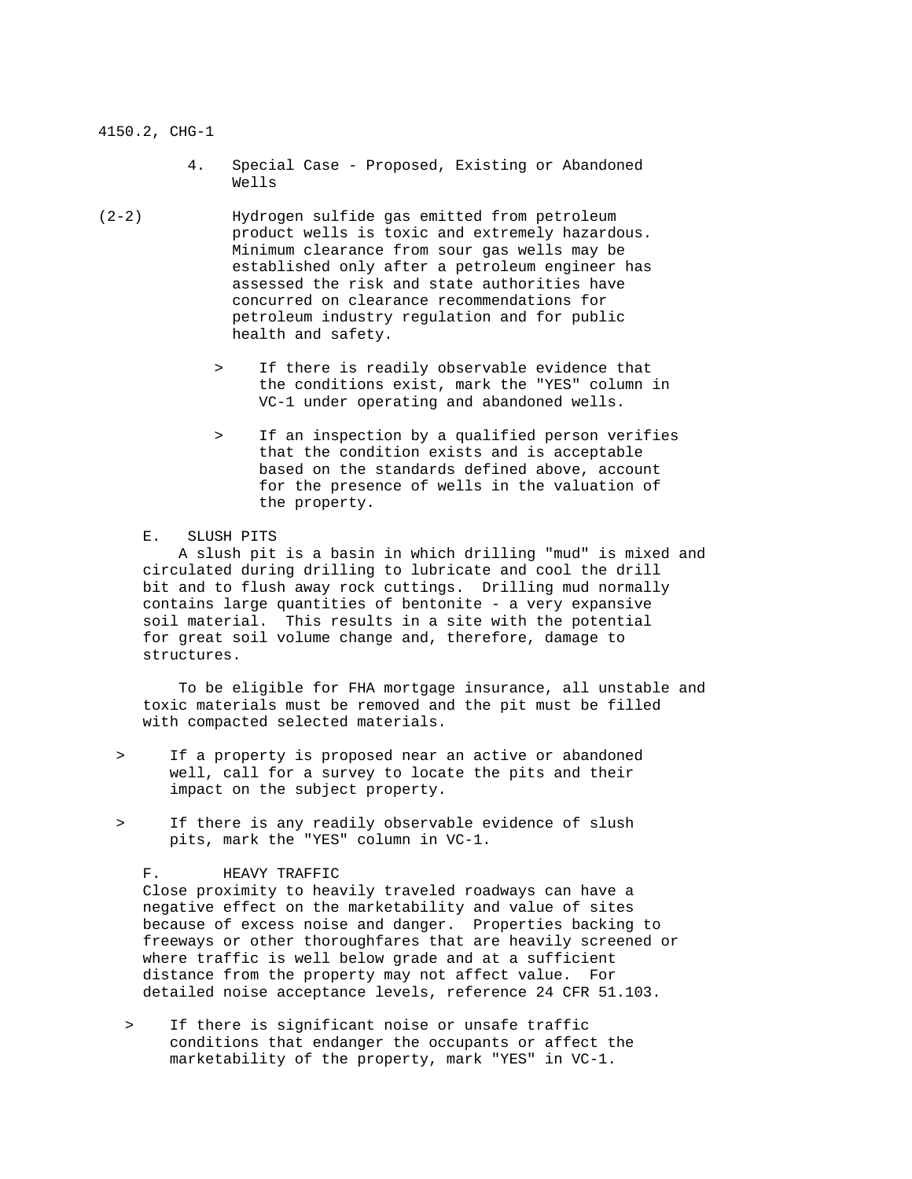4. Special Case - Proposed, Existing or Abandoned Wells

(2-2) Hydrogen sulfide gas emitted from petroleum product wells is toxic and extremely hazardous. Minimum clearance from sour gas wells may be established only after a petroleum engineer has assessed the risk and state authorities have concurred on clearance recommendations for petroleum industry regulation and for public health and safety.

> If there is readily observable evidence that the conditions exist, mark the "YES" column in VC-1 under operating and abandoned wells.

> If an inspection by a qualified person verifies that the condition exists and is acceptable based on the standards defined above, account for the presence of wells in the valuation of the property.

### E. SLUSH PITS

A slush pit is a basin in which drilling "mud" is mixed and circulated during drilling to lubricate and cool the drill bit and to flush away rock cuttings. Drilling mud normally contains large quantities of bentonite - a very expansive soil material. This results in a site with the potential for great soil volume change and, therefore, damage to structures.

To be eligible for FHA mortgage insurance, all unstable and toxic materials must be removed and the pit must be filled with compacted selected materials.

> If a property is proposed near an active or abandoned well, call for a survey to locate the pits and their impact on the subject property.

> If there is any readily observable evidence of slush pits, mark the "YES" column in VC-1.

### F. HEAVY TRAFFIC

Close proximity to heavily traveled roadways can have a negative effect on the marketability and value of sites because of excess noise and danger. Properties backing to freeways or other thoroughfares that are heavily screened or where traffic is well below grade and at a sufficient distance from the property may not affect value. For detailed noise acceptance levels, reference 24 CFR 51.103.

> If there is significant noise or unsafe traffic conditions that endanger the occupants or affect the marketability of the property, mark "YES" in VC-1.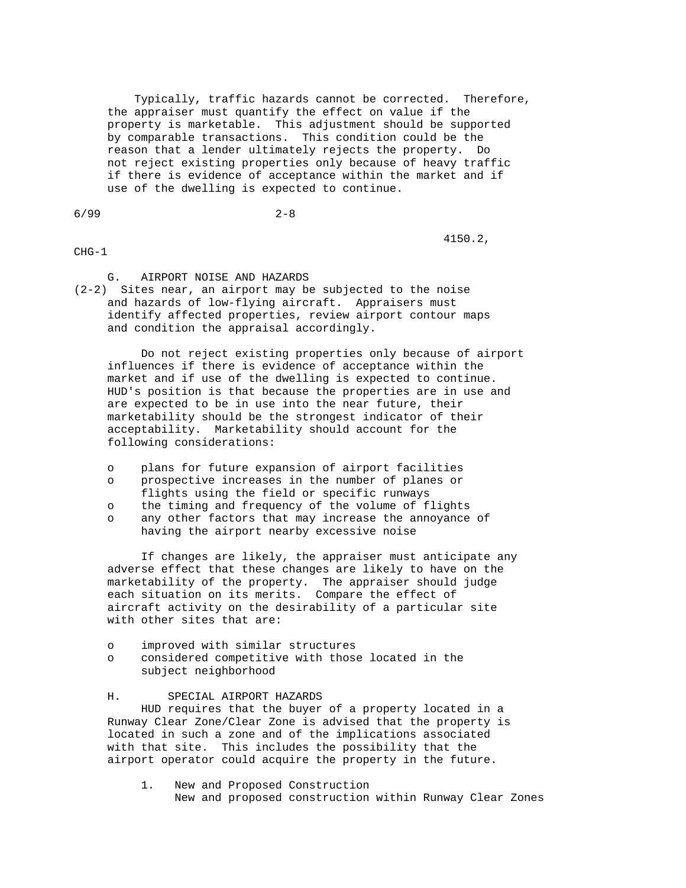Typically, traffic hazards cannot be corrected. Therefore, the appraiser must quantify the effect on value if the property is marketable. This adjustment should be supported by comparable transactions. This condition could be the reason that a lender ultimately rejects the property. Do not reject existing properties only because of heavy traffic if there is evidence of acceptance within the market and if use of the dwelling is expected to continue.

### G. AIRPORT NOISE AND HAZARDS

(2-2) Sites near, an airport may be subjected to the noise and hazards of low-flying aircraft. Appraisers must identify affected properties, review airport contour maps and condition the appraisal accordingly.

Do not reject existing properties only because of airport influences if there is evidence of acceptance within the market and if use of the dwelling is expected to continue. HUD's position is that because the properties are in use and are expected to be in use into the near future, their marketability should be the strongest indicator of their acceptability. Marketability should account for the following considerations:

- plans for future expansion of airport facilities
- prospective increases in the number of planes or flights using the field or specific runways
- the timing and frequency of the volume of flights
- any other factors that may increase the annoyance of having the airport nearby excessive noise

If changes are likely, the appraiser must anticipate any adverse effect that these changes are likely to have on the marketability of the property. The appraiser should judge each situation on its merits. Compare the effect of aircraft activity on the desirability of a particular site with other sites that are:

- improved with similar structures
- considered competitive with those located in the subject neighborhood

### H. SPECIAL AIRPORT HAZARDS

HUD requires that the buyer of a property located in a Runway Clear Zone/Clear Zone is advised that the property is located in such a zone and of the implications associated with that site. This includes the possibility that the airport operator could acquire the property in the future.

1. New and Proposed Construction

New and proposed construction within Runway Clear Zones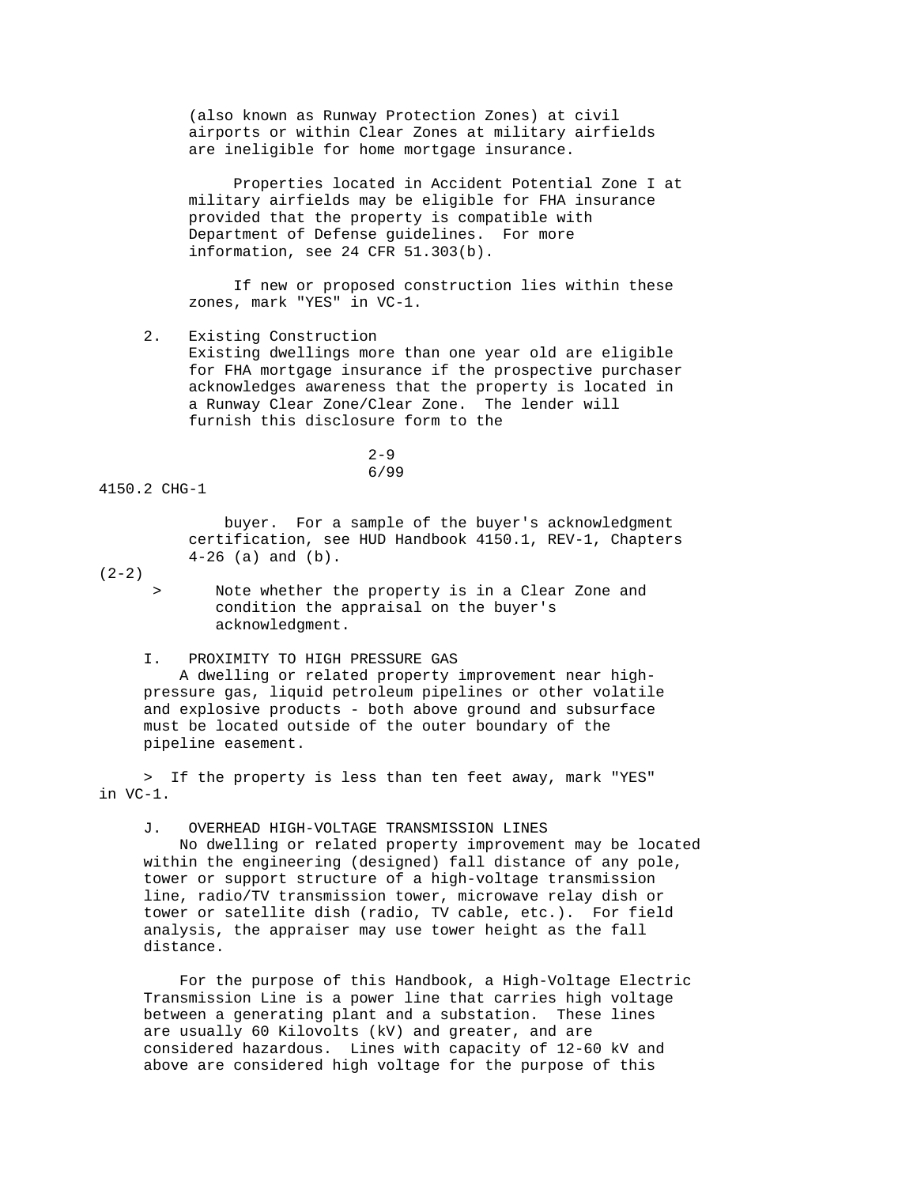(also known as Runway Protection Zones) at civil airports or within Clear Zones at military airfields are ineligible for home mortgage insurance.

Properties located in Accident Potential Zone I at military airfields may be eligible for FHA insurance provided that the property is compatible with Department of Defense guidelines. For more information, see 24 CFR 51.303(b).

If new or proposed construction lies within these zones, mark "YES" in VC-1.

2. Existing Construction
Existing dwellings more than one year old are eligible for FHA mortgage insurance if the prospective purchaser acknowledges awareness that the property is located in a Runway Clear Zone/Clear Zone. The lender will furnish this disclosure form to the buyer. For a sample of the buyer's acknowledgment certification, see HUD Handbook 4150.1, REV-1, Chapters 4-26 (a) and (b).

(2-2)

> Note whether the property is in a Clear Zone and condition the appraisal on the buyer's acknowledgment.

### I. PROXIMITY TO HIGH PRESSURE GAS

A dwelling or related property improvement near high-pressure gas, liquid petroleum pipelines or other volatile and explosive products - both above ground and subsurface must be located outside of the outer boundary of the pipeline easement.

> If the property is less than ten feet away, mark "YES" in VC-1.

### J. OVERHEAD HIGH-VOLTAGE TRANSMISSION LINES

No dwelling or related property improvement may be located within the engineering (designed) fall distance of any pole, tower or support structure of a high-voltage transmission line, radio/TV transmission tower, microwave relay dish or tower or satellite dish (radio, TV cable, etc.). For field analysis, the appraiser may use tower height as the fall distance.

For the purpose of this Handbook, a High-Voltage Electric Transmission Line is a power line that carries high voltage between a generating plant and a substation. These lines are usually 60 Kilovolts (kV) and greater, and are considered hazardous. Lines with capacity of 12-60 kV and above are considered high voltage for the purpose of this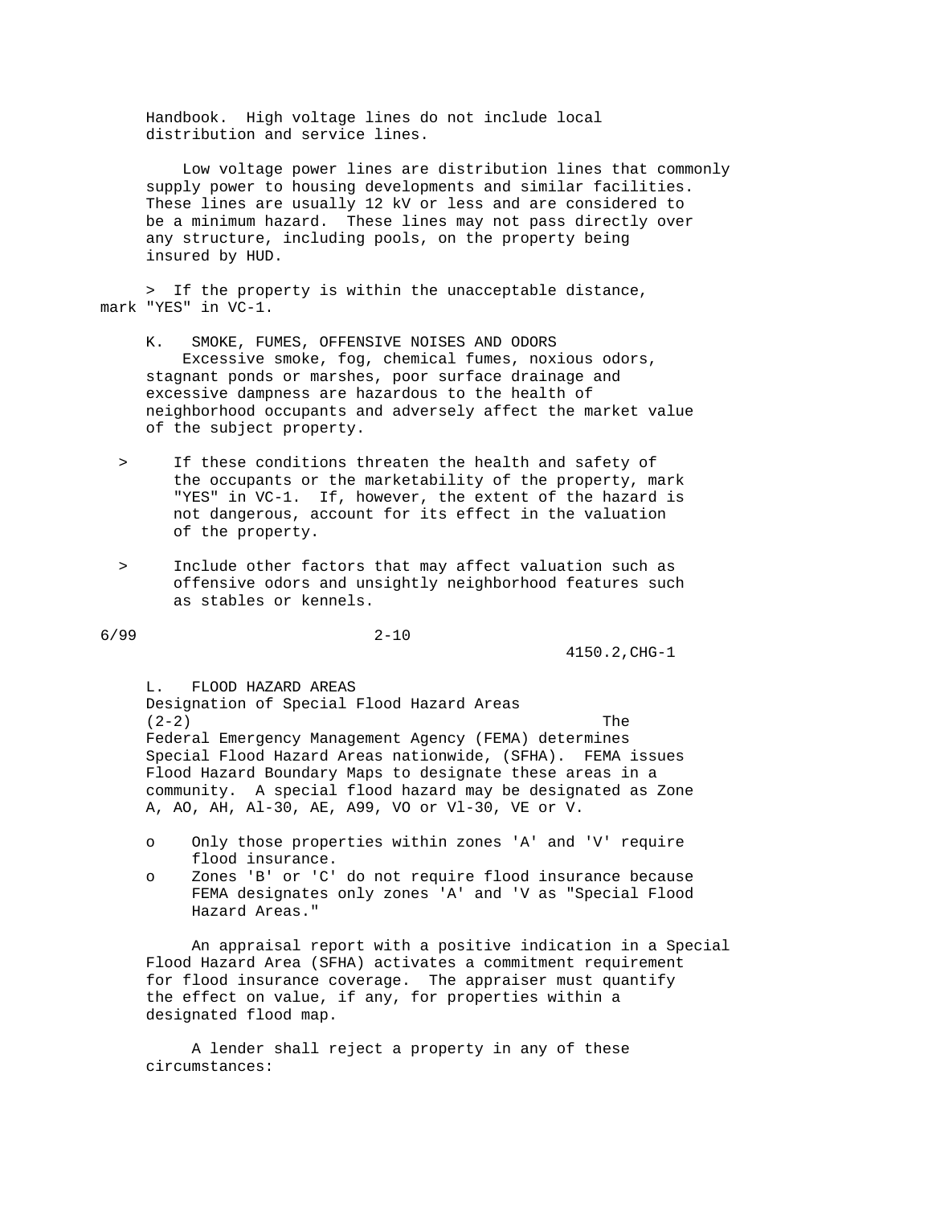Handbook. High voltage lines do not include local distribution and service lines.

Low voltage power lines are distribution lines that commonly supply power to housing developments and similar facilities. These lines are usually 12 kV or less and are considered to be a minimum hazard. These lines may not pass directly over any structure, including pools, on the property being insured by HUD.

> If the property is within the unacceptable distance, mark "YES" in VC-1.

### K. SMOKE, FUMES, OFFENSIVE NOISES AND ODORS

Excessive smoke, fog, chemical fumes, noxious odors, stagnant ponds or marshes, poor surface drainage and excessive dampness are hazardous to the health of neighborhood occupants and adversely affect the market value of the subject property.

> If these conditions threaten the health and safety of the occupants or the marketability of the property, mark "YES" in VC-1. If, however, the extent of the hazard is not dangerous, account for its effect in the valuation of the property.

> Include other factors that may affect valuation such as offensive odors and unsightly neighborhood features such as stables or kennels.

### L. FLOOD HAZARD AREAS

Designation of Special Flood Hazard Areas (2-2) The Federal Emergency Management Agency (FEMA) determines Special Flood Hazard Areas nationwide, (SFHA). FEMA issues Flood Hazard Boundary Maps to designate these areas in a community. A special flood hazard may be designated as Zone A, AO, AH, Al-30, AE, A99, VO or Vl-30, VE or V.

- Only those properties within zones 'A' and 'V' require flood insurance.
- Zones 'B' or 'C' do not require flood insurance because FEMA designates only zones 'A' and 'V as "Special Flood Hazard Areas."

An appraisal report with a positive indication in a Special Flood Hazard Area (SFHA) activates a commitment requirement for flood insurance coverage. The appraiser must quantify the effect on value, if any, for properties within a designated flood map.

A lender shall reject a property in any of these circumstances: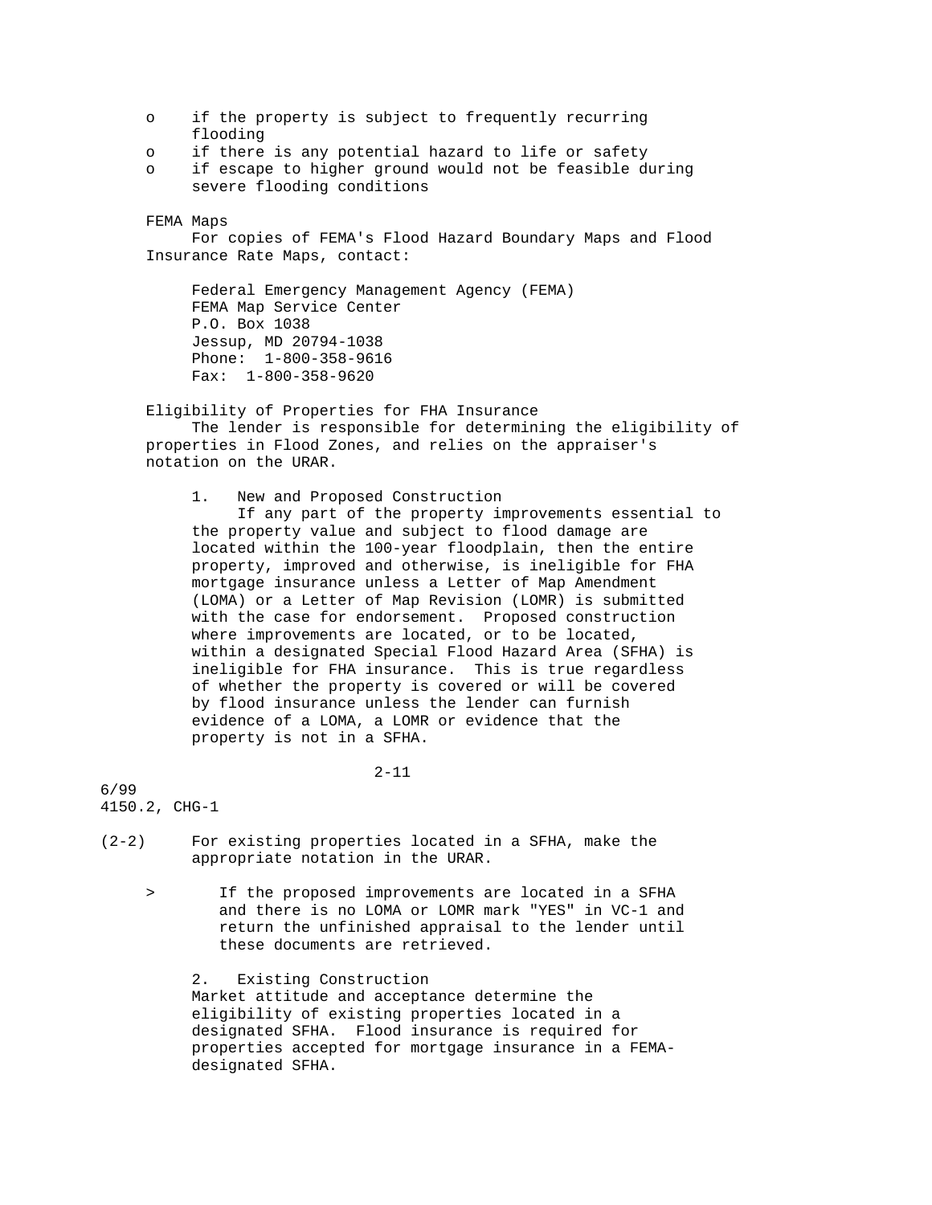- if the property is subject to frequently recurring flooding
- if there is any potential hazard to life or safety
- if escape to higher ground would not be feasible during severe flooding conditions

FEMA Maps

For copies of FEMA's Flood Hazard Boundary Maps and Flood Insurance Rate Maps, contact:

Federal Emergency Management Agency (FEMA)
FEMA Map Service Center
P.O. Box 1038
Jessup, MD 20794-1038
Phone: 1-800-358-9616
Fax: 1-800-358-9620

Eligibility of Properties for FHA Insurance

The lender is responsible for determining the eligibility of properties in Flood Zones, and relies on the appraiser's notation on the URAR.

1. New and Proposed Construction

If any part of the property improvements essential to the property value and subject to flood damage are located within the 100-year floodplain, then the entire property, improved and otherwise, is ineligible for FHA mortgage insurance unless a Letter of Map Amendment (LOMA) or a Letter of Map Revision (LOMR) is submitted with the case for endorsement. Proposed construction where improvements are located, or to be located, within a designated Special Flood Hazard Area (SFHA) is ineligible for FHA insurance. This is true regardless of whether the property is covered or will be covered by flood insurance unless the lender can furnish evidence of a LOMA, a LOMR or evidence that the property is not in a SFHA.

(2-2) For existing properties located in a SFHA, make the appropriate notation in the URAR.

> If the proposed improvements are located in a SFHA and there is no LOMA or LOMR mark "YES" in VC-1 and return the unfinished appraisal to the lender until these documents are retrieved.

2. Existing Construction

Market attitude and acceptance determine the eligibility of existing properties located in a designated SFHA. Flood insurance is required for properties accepted for mortgage insurance in a FEMA-designated SFHA.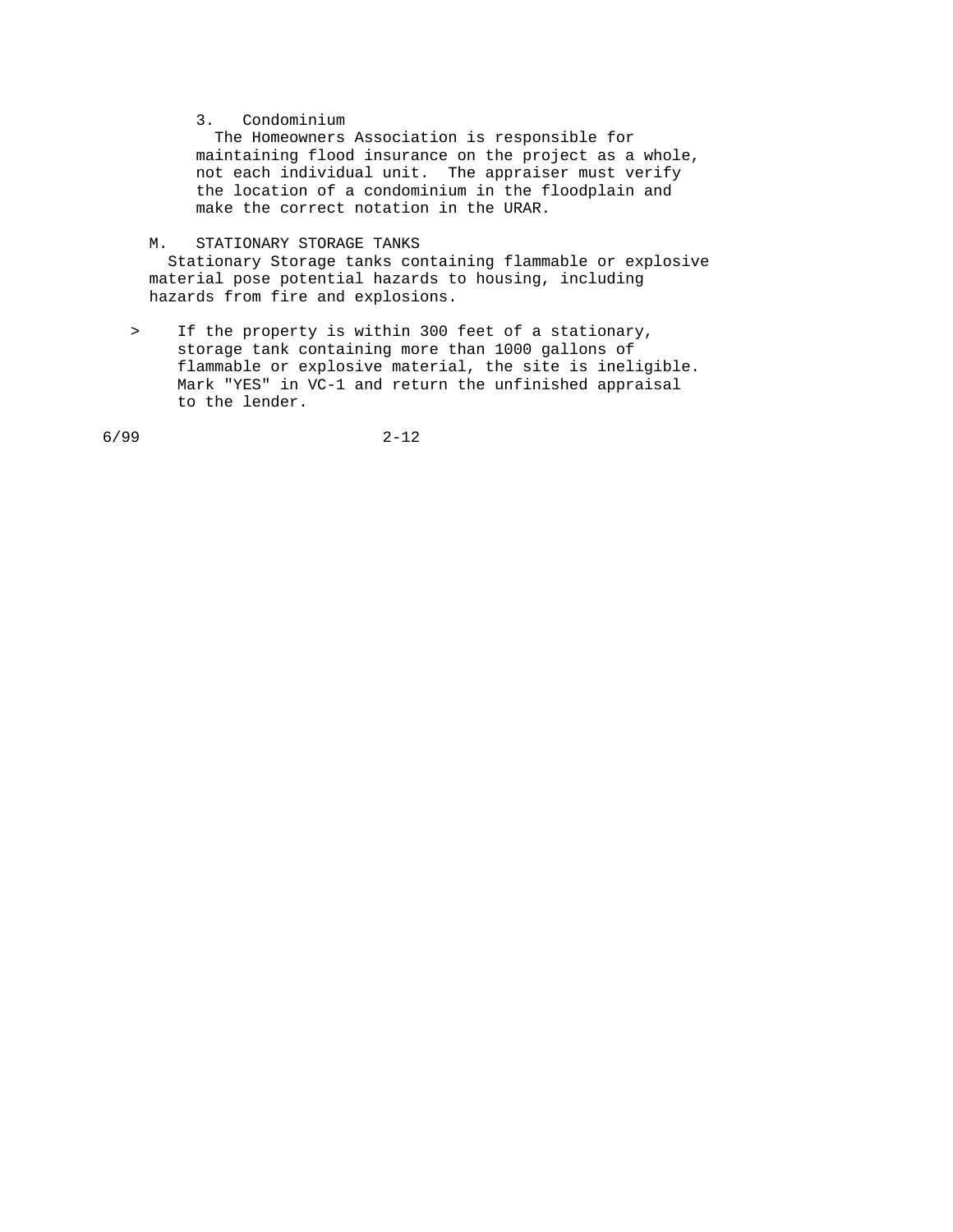3. Condominium

The Homeowners Association is responsible for maintaining flood insurance on the project as a whole, not each individual unit. The appraiser must verify the location of a condominium in the floodplain and make the correct notation in the URAR.

M. STATIONARY STORAGE TANKS

Stationary Storage tanks containing flammable or explosive material pose potential hazards to housing, including hazards from fire and explosions.

> If the property is within 300 feet of a stationary, storage tank containing more than 1000 gallons of flammable or explosive material, the site is ineligible. Mark "YES" in VC-1 and return the unfinished appraisal to the lender.